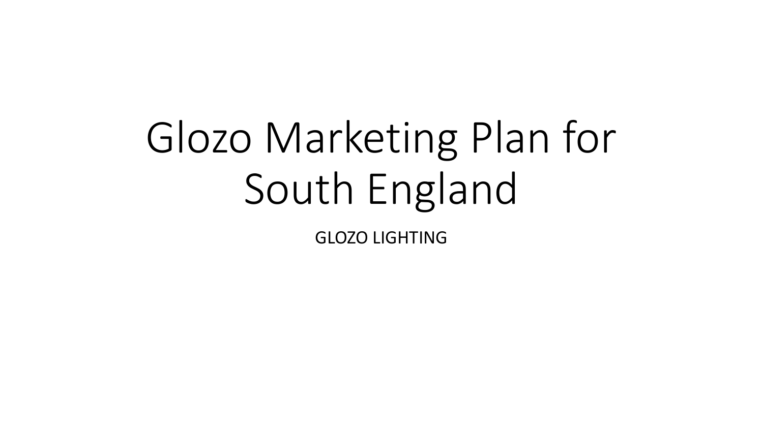# Glozo Marketing Plan for South England

GLOZO LIGHTING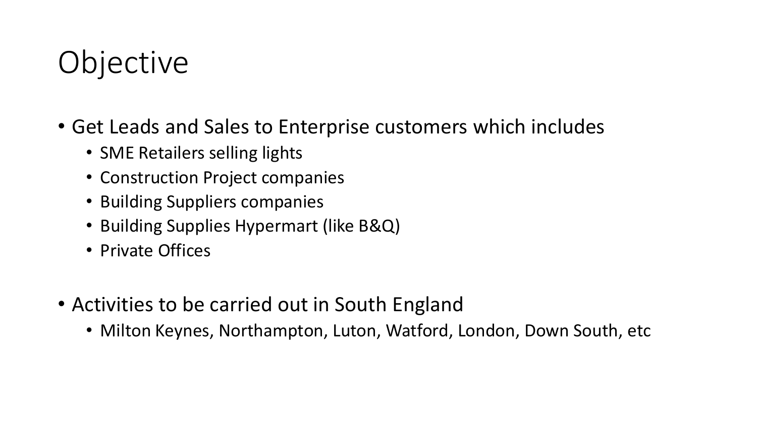# Objective

- Get Leads and Sales to Enterprise customers which includes
  - SME Retailers selling lights
  - Construction Project companies
  - Building Suppliers companies
  - Building Supplies Hypermart (like B&Q)
  - Private Offices

- Activities to be carried out in South England
  - Milton Keynes, Northampton, Luton, Watford, London, Down South, etc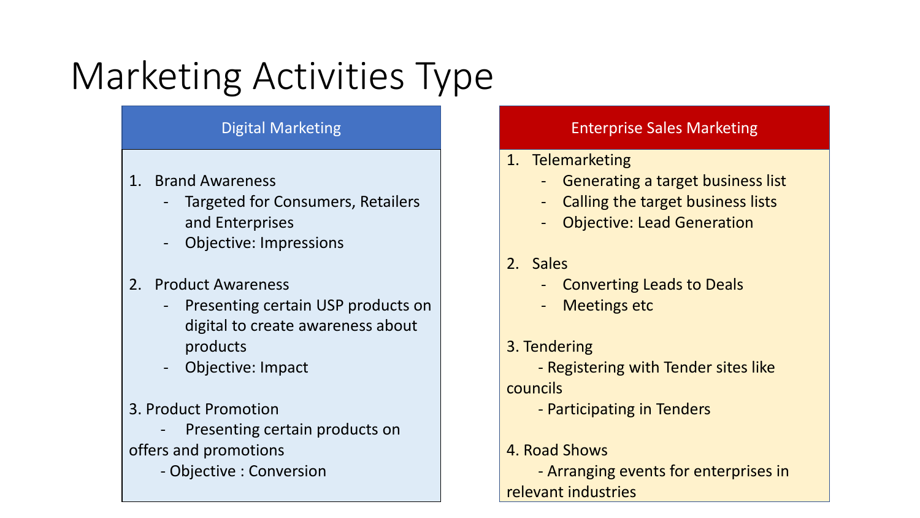# Marketing Activities Type

## Digital Marketing

1. Brand Awareness
   - Targeted for Consumers, Retailers and Enterprises
   - Objective: Impressions

2. Product Awareness
   - Presenting certain USP products on digital to create awareness about products
   - Objective: Impact

3. Product Promotion
   - Presenting certain products on offers and promotions
   - Objective : Conversion

## Enterprise Sales Marketing

1. Telemarketing
   - Generating a target business list
   - Calling the target business lists
   - Objective: Lead Generation

2. Sales
   - Converting Leads to Deals
   - Meetings etc

3. Tendering
   - Registering with Tender sites like councils
   - Participating in Tenders

4. Road Shows
   - Arranging events for enterprises in relevant industries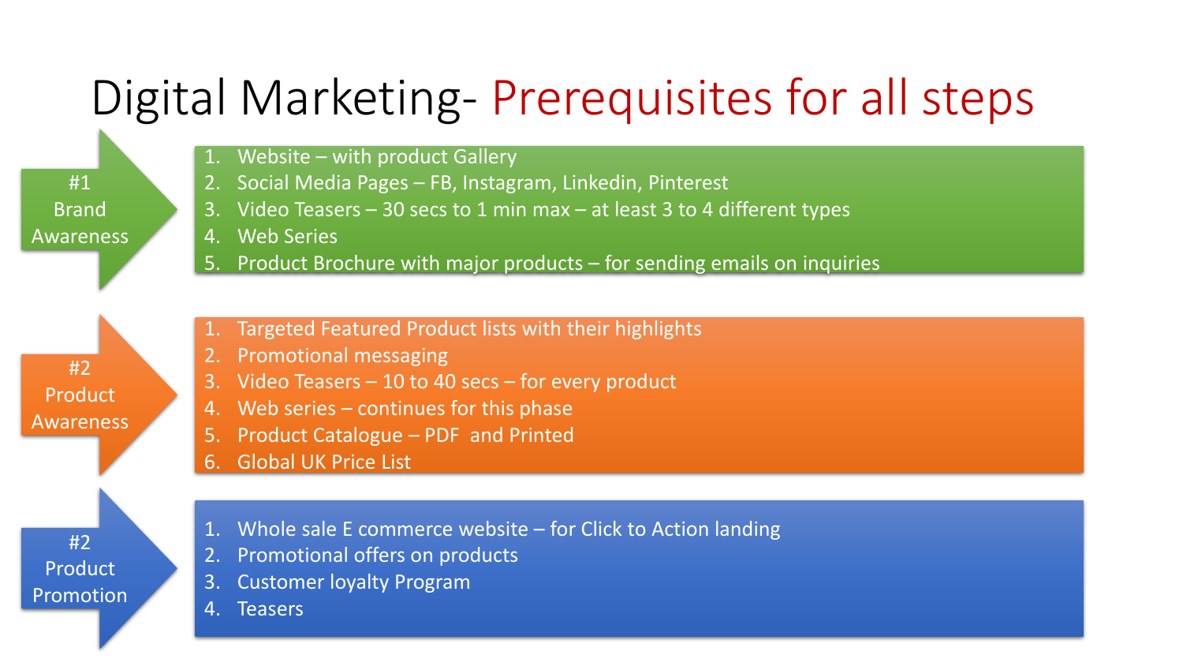# Digital Marketing- Prerequisites for all steps

## #1 Brand Awareness

1. Website – with product Gallery
2. Social Media Pages – FB, Instagram, Linkedin, Pinterest
3. Video Teasers – 30 secs to 1 min max – at least 3 to 4 different types
4. Web Series
5. Product Brochure with major products – for sending emails on inquiries

## #2 Product Awareness

1. Targeted Featured Product lists with their highlights
2. Promotional messaging
3. Video Teasers – 10 to 40 secs – for every product
4. Web series – continues for this phase
5. Product Catalogue – PDF and Printed
6. Global UK Price List

## #2 Product Promotion

1. Whole sale E commerce website – for Click to Action landing
2. Promotional offers on products
3. Customer loyalty Program
4. Teasers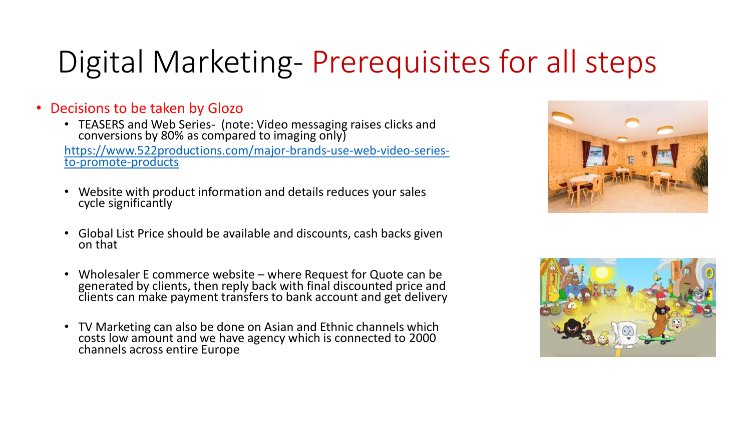# Digital Marketing- Prerequisites for all steps

- Decisions to be taken by Glozo
  - TEASERS and Web Series- (note: Video messaging raises clicks and conversions by 80% as compared to imaging only)

    https://www.522productions.com/major-brands-use-web-video-series-to-promote-products

  - Website with product information and details reduces your sales cycle significantly
  - Global List Price should be available and discounts, cash backs given on that
  - Wholesaler E commerce website – where Request for Quote can be generated by clients, then reply back with final discounted price and clients can make payment transfers to bank account and get delivery
  - TV Marketing can also be done on Asian and Ethnic channels which costs low amount and we have agency which is connected to 2000 channels across entire Europe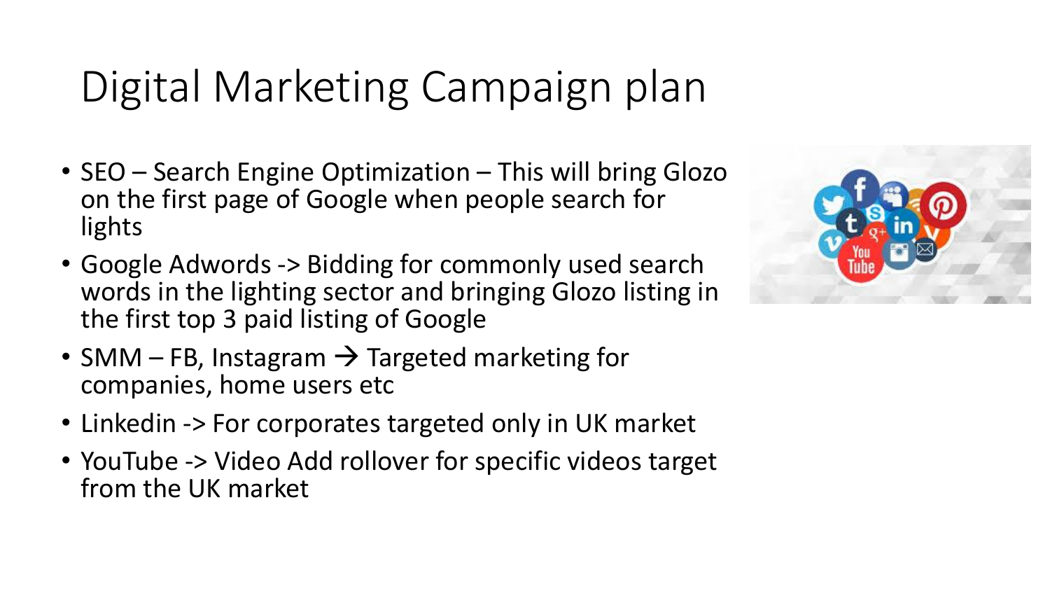# Digital Marketing Campaign plan

- SEO – Search Engine Optimization – This will bring Glozo on the first page of Google when people search for lights
- Google Adwords -> Bidding for commonly used search words in the lighting sector and bringing Glozo listing in the first top 3 paid listing of Google
- SMM – FB, Instagram → Targeted marketing for companies, home users etc
- Linkedin -> For corporates targeted only in UK market
- YouTube -> Video Add rollover for specific videos target from the UK market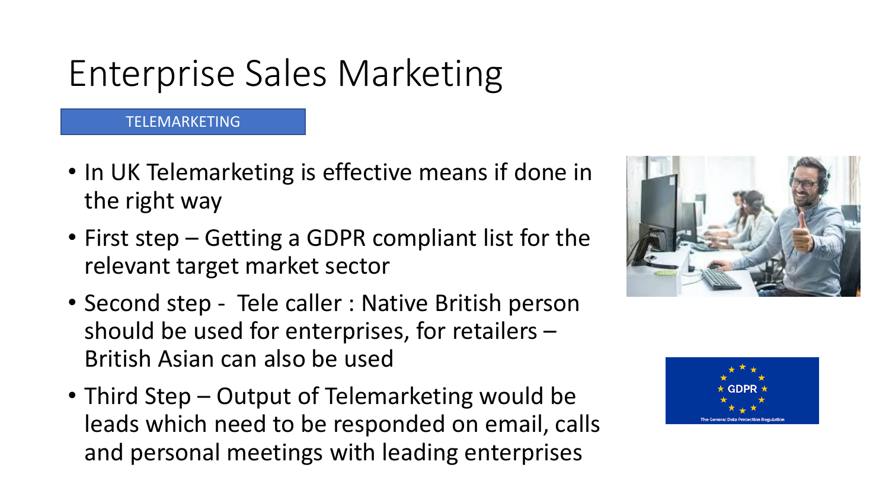# Enterprise Sales Marketing

TELEMARKETING

- In UK Telemarketing is effective means if done in the right way
- First step – Getting a GDPR compliant list for the relevant target market sector
- Second step - Tele caller : Native British person should be used for enterprises, for retailers – British Asian can also be used
- Third Step – Output of Telemarketing would be leads which need to be responded on email, calls and personal meetings with leading enterprises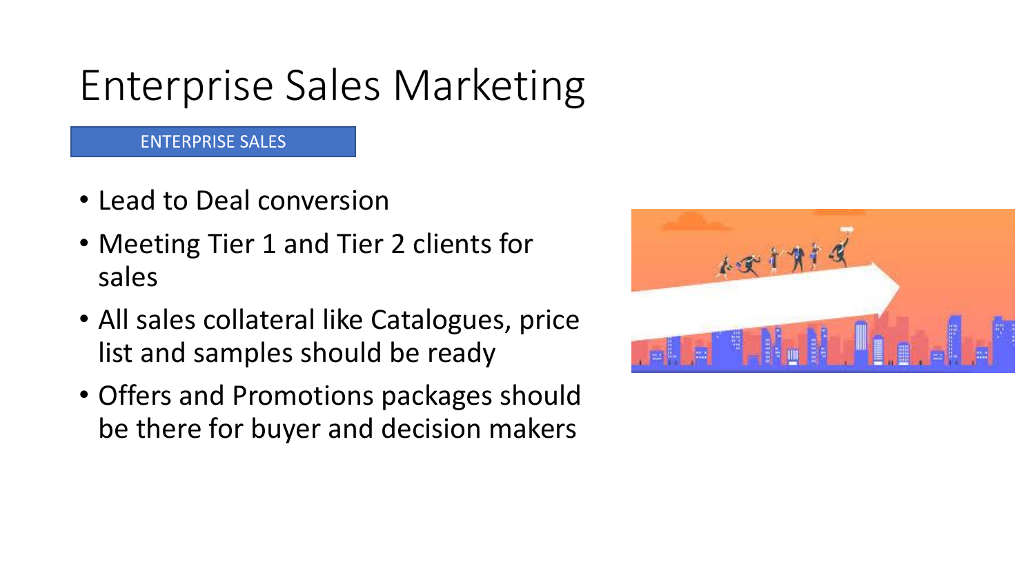# Enterprise Sales Marketing

ENTERPRISE SALES

- Lead to Deal conversion
- Meeting Tier 1 and Tier 2 clients for sales
- All sales collateral like Catalogues, price list and samples should be ready
- Offers and Promotions packages should be there for buyer and decision makers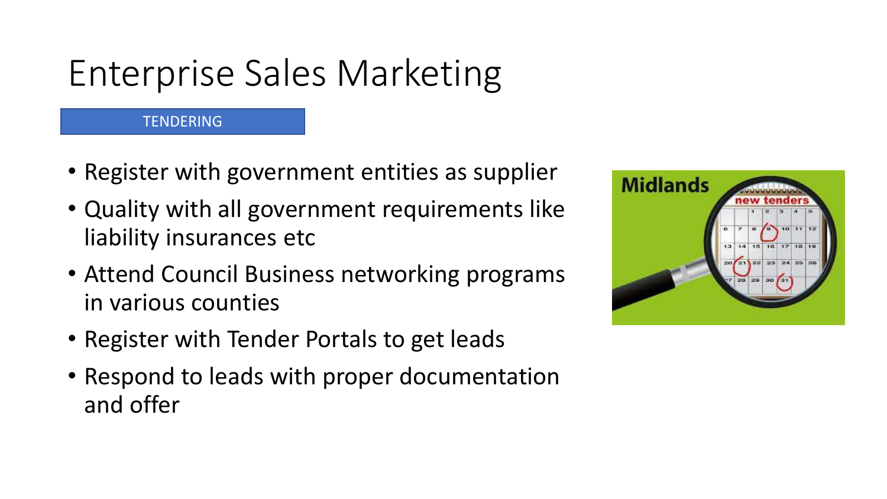# Enterprise Sales Marketing

TENDERING

- Register with government entities as supplier
- Quality with all government requirements like liability insurances etc
- Attend Council Business networking programs in various counties
- Register with Tender Portals to get leads
- Respond to leads with proper documentation and offer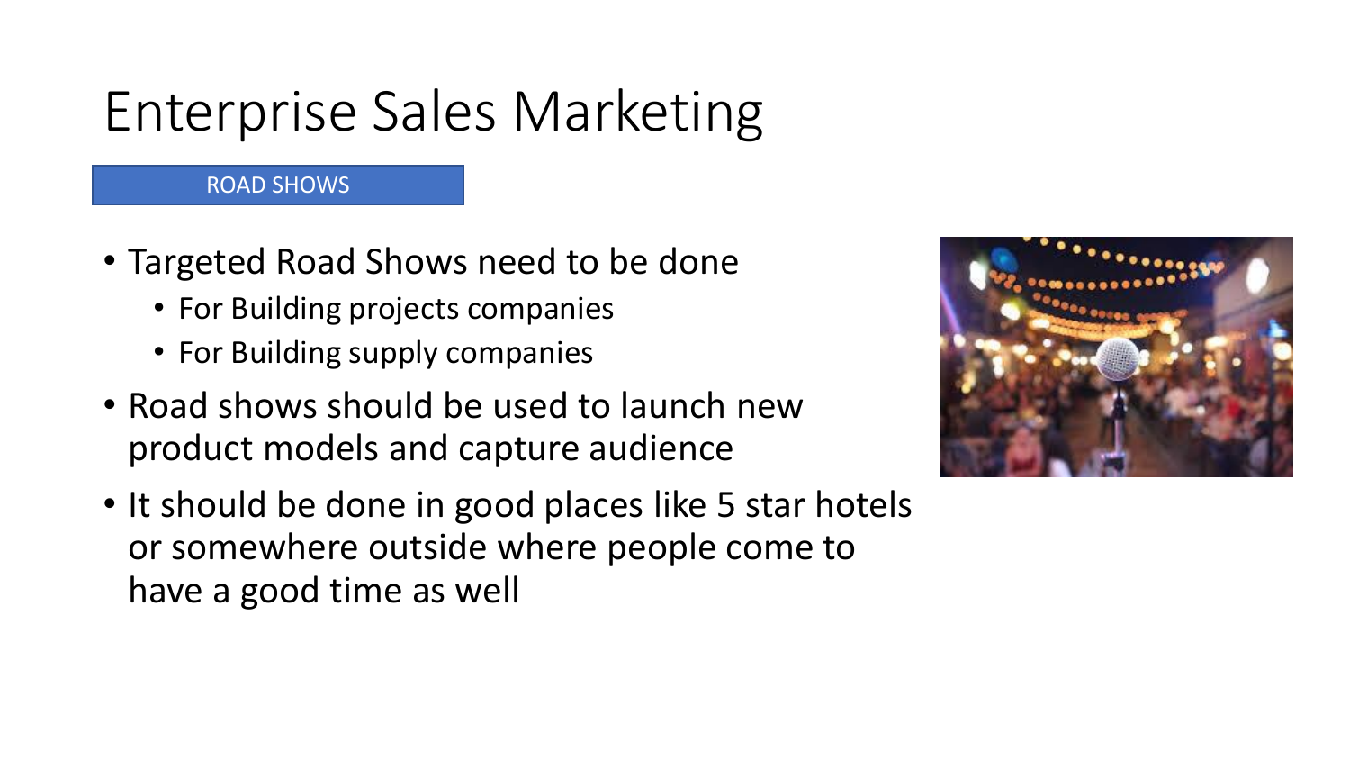# Enterprise Sales Marketing

ROAD SHOWS

- Targeted Road Shows need to be done
  - For Building projects companies
  - For Building supply companies
- Road shows should be used to launch new product models and capture audience
- It should be done in good places like 5 star hotels or somewhere outside where people come to have a good time as well